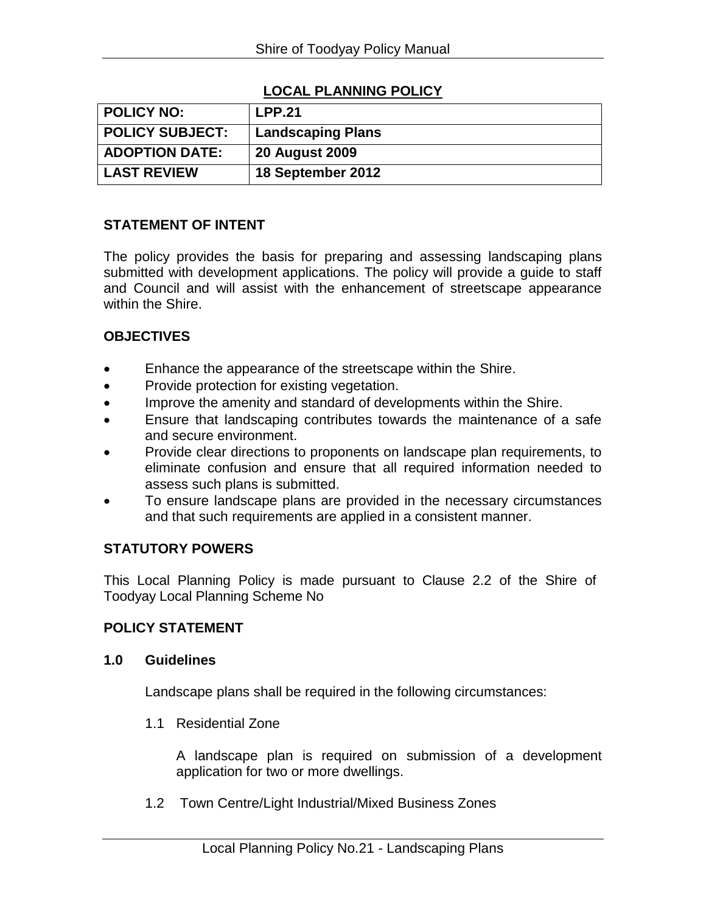## LOCAL PLANNING POLICY

| POLICY NO: | LPP.21 |
|---|---|
| POLICY SUBJECT: | Landscaping Plans |
| ADOPTION DATE: | 20 August 2009 |
| LAST REVIEW | 18 September 2012 |

### STATEMENT OF INTENT

The policy provides the basis for preparing and assessing landscaping plans submitted with development applications. The policy will provide a guide to staff and Council and will assist with the enhancement of streetscape appearance within the Shire.

### OBJECTIVES

- Enhance the appearance of the streetscape within the Shire.
- Provide protection for existing vegetation.
- Improve the amenity and standard of developments within the Shire.
- Ensure that landscaping contributes towards the maintenance of a safe and secure environment.
- Provide clear directions to proponents on landscape plan requirements, to eliminate confusion and ensure that all required information needed to assess such plans is submitted.
- To ensure landscape plans are provided in the necessary circumstances and that such requirements are applied in a consistent manner.

### STATUTORY POWERS

This Local Planning Policy is made pursuant to Clause 2.2 of the Shire of Toodyay Local Planning Scheme No

### POLICY STATEMENT

**1.0 Guidelines**

Landscape plans shall be required in the following circumstances:

1.1 Residential Zone

A landscape plan is required on submission of a development application for two or more dwellings.

1.2 Town Centre/Light Industrial/Mixed Business Zones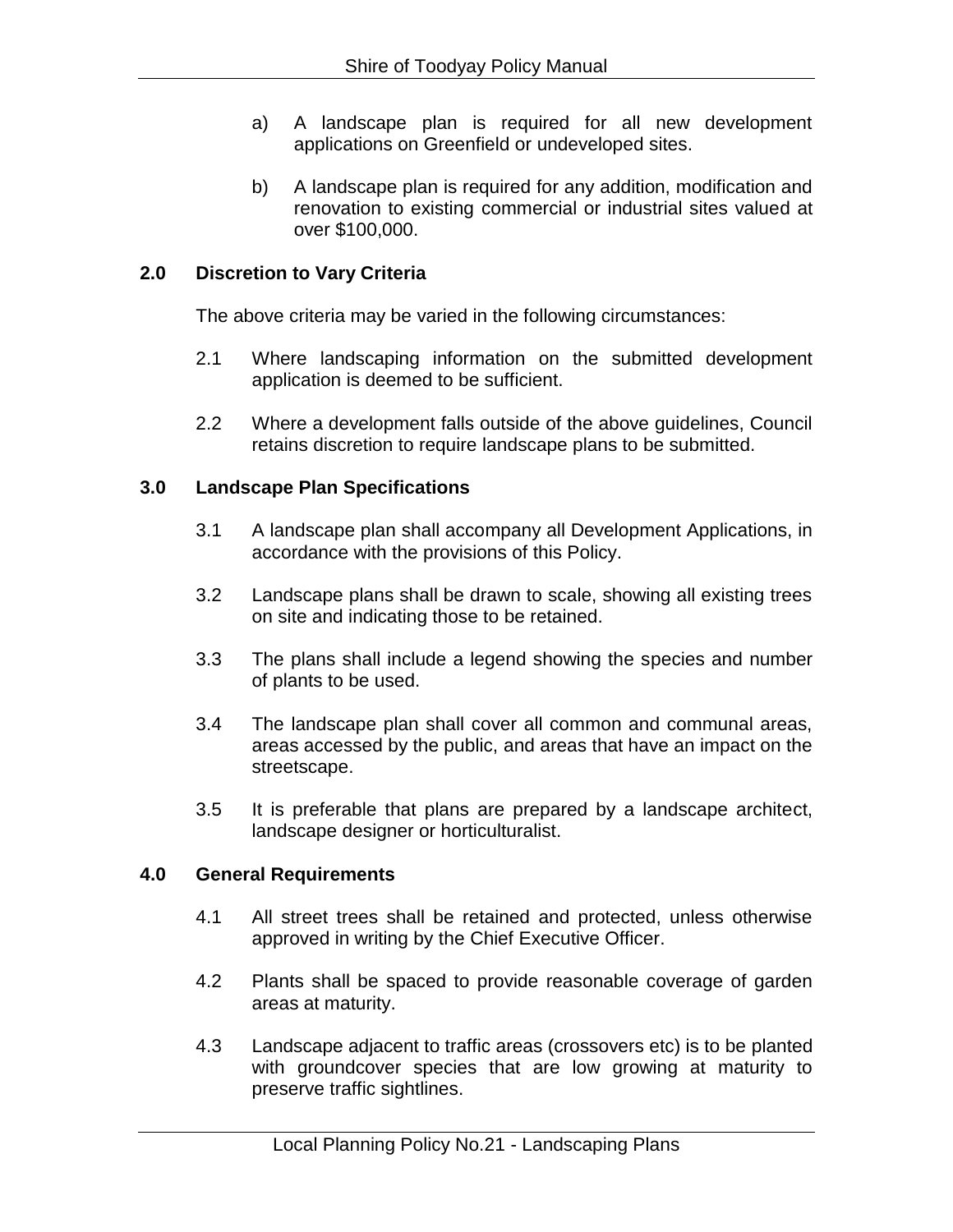a) A landscape plan is required for all new development applications on Greenfield or undeveloped sites.

b) A landscape plan is required for any addition, modification and renovation to existing commercial or industrial sites valued at over $100,000.

## 2.0 Discretion to Vary Criteria

The above criteria may be varied in the following circumstances:

2.1 Where landscaping information on the submitted development application is deemed to be sufficient.

2.2 Where a development falls outside of the above guidelines, Council retains discretion to require landscape plans to be submitted.

## 3.0 Landscape Plan Specifications

3.1 A landscape plan shall accompany all Development Applications, in accordance with the provisions of this Policy.

3.2 Landscape plans shall be drawn to scale, showing all existing trees on site and indicating those to be retained.

3.3 The plans shall include a legend showing the species and number of plants to be used.

3.4 The landscape plan shall cover all common and communal areas, areas accessed by the public, and areas that have an impact on the streetscape.

3.5 It is preferable that plans are prepared by a landscape architect, landscape designer or horticulturalist.

## 4.0 General Requirements

4.1 All street trees shall be retained and protected, unless otherwise approved in writing by the Chief Executive Officer.

4.2 Plants shall be spaced to provide reasonable coverage of garden areas at maturity.

4.3 Landscape adjacent to traffic areas (crossovers etc) is to be planted with groundcover species that are low growing at maturity to preserve traffic sightlines.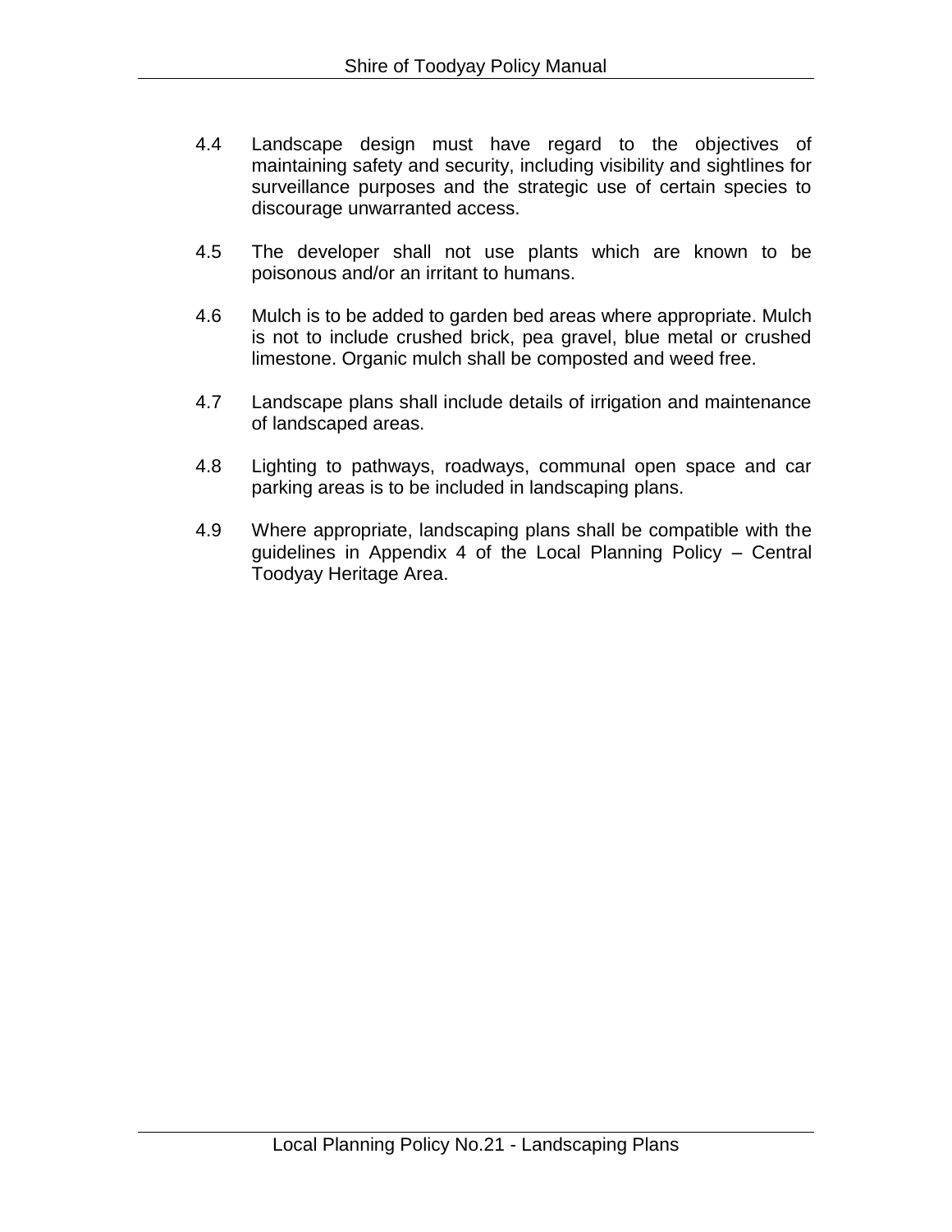4.4 Landscape design must have regard to the objectives of maintaining safety and security, including visibility and sightlines for surveillance purposes and the strategic use of certain species to discourage unwarranted access.

4.5 The developer shall not use plants which are known to be poisonous and/or an irritant to humans.

4.6 Mulch is to be added to garden bed areas where appropriate. Mulch is not to include crushed brick, pea gravel, blue metal or crushed limestone. Organic mulch shall be composted and weed free.

4.7 Landscape plans shall include details of irrigation and maintenance of landscaped areas.

4.8 Lighting to pathways, roadways, communal open space and car parking areas is to be included in landscaping plans.

4.9 Where appropriate, landscaping plans shall be compatible with the guidelines in Appendix 4 of the Local Planning Policy – Central Toodyay Heritage Area.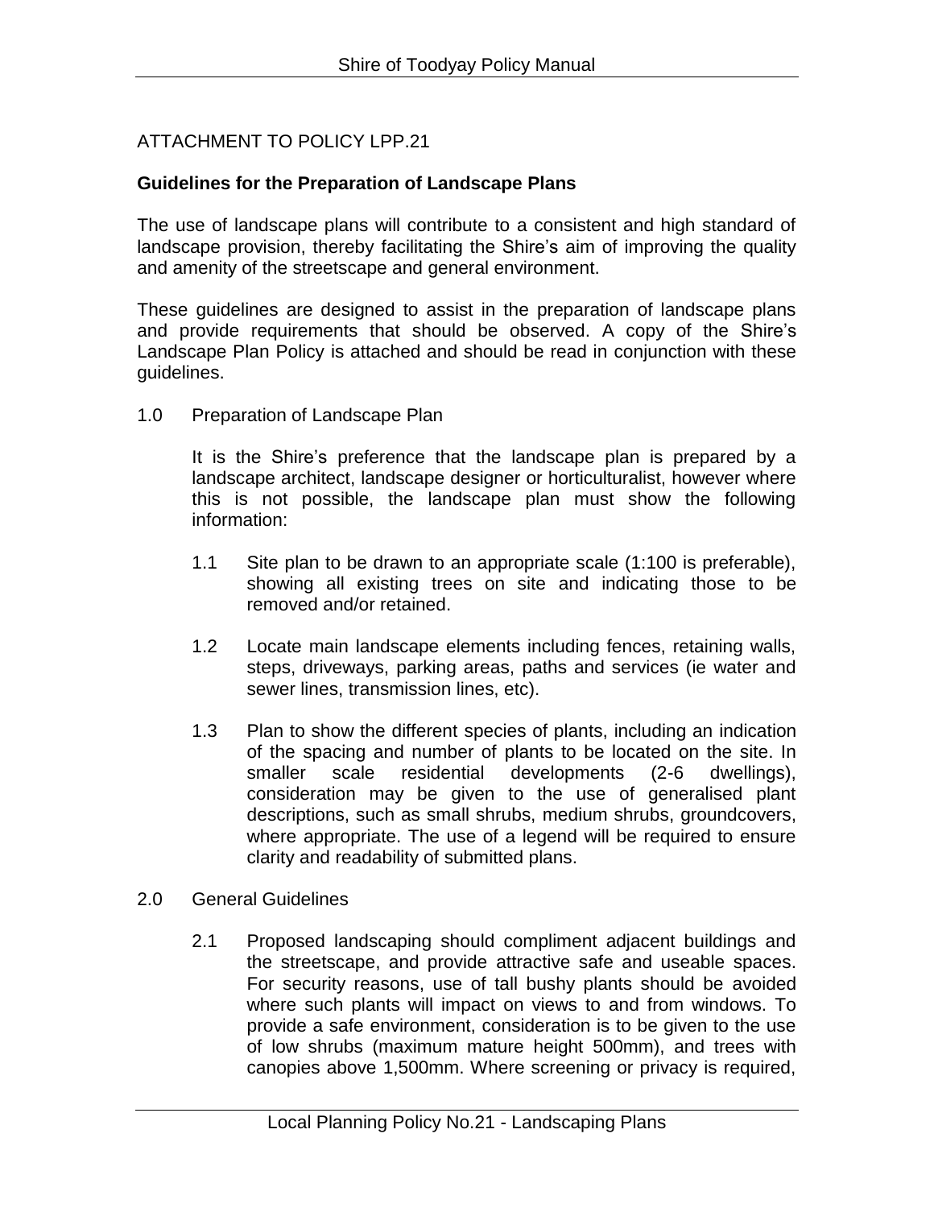ATTACHMENT TO POLICY LPP.21

**Guidelines for the Preparation of Landscape Plans**

The use of landscape plans will contribute to a consistent and high standard of landscape provision, thereby facilitating the Shire's aim of improving the quality and amenity of the streetscape and general environment.

These guidelines are designed to assist in the preparation of landscape plans and provide requirements that should be observed. A copy of the Shire's Landscape Plan Policy is attached and should be read in conjunction with these guidelines.

1.0 Preparation of Landscape Plan

It is the Shire's preference that the landscape plan is prepared by a landscape architect, landscape designer or horticulturalist, however where this is not possible, the landscape plan must show the following information:

1.1 Site plan to be drawn to an appropriate scale (1:100 is preferable), showing all existing trees on site and indicating those to be removed and/or retained.

1.2 Locate main landscape elements including fences, retaining walls, steps, driveways, parking areas, paths and services (ie water and sewer lines, transmission lines, etc).

1.3 Plan to show the different species of plants, including an indication of the spacing and number of plants to be located on the site. In smaller scale residential developments (2-6 dwellings), consideration may be given to the use of generalised plant descriptions, such as small shrubs, medium shrubs, groundcovers, where appropriate. The use of a legend will be required to ensure clarity and readability of submitted plans.

2.0 General Guidelines

2.1 Proposed landscaping should compliment adjacent buildings and the streetscape, and provide attractive safe and useable spaces. For security reasons, use of tall bushy plants should be avoided where such plants will impact on views to and from windows. To provide a safe environment, consideration is to be given to the use of low shrubs (maximum mature height 500mm), and trees with canopies above 1,500mm. Where screening or privacy is required,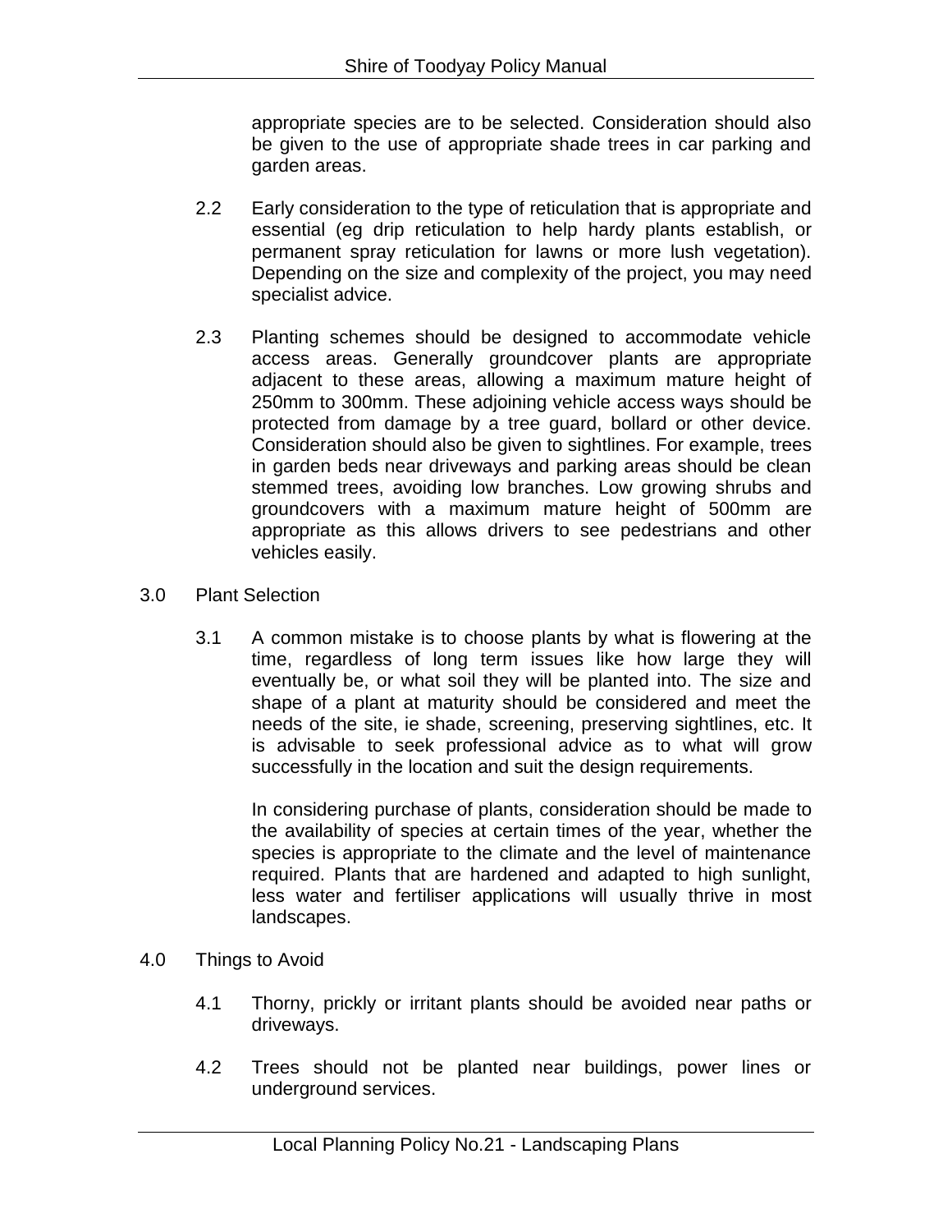appropriate species are to be selected. Consideration should also be given to the use of appropriate shade trees in car parking and garden areas.

2.2 Early consideration to the type of reticulation that is appropriate and essential (eg drip reticulation to help hardy plants establish, or permanent spray reticulation for lawns or more lush vegetation). Depending on the size and complexity of the project, you may need specialist advice.

2.3 Planting schemes should be designed to accommodate vehicle access areas. Generally groundcover plants are appropriate adjacent to these areas, allowing a maximum mature height of 250mm to 300mm. These adjoining vehicle access ways should be protected from damage by a tree guard, bollard or other device. Consideration should also be given to sightlines. For example, trees in garden beds near driveways and parking areas should be clean stemmed trees, avoiding low branches. Low growing shrubs and groundcovers with a maximum mature height of 500mm are appropriate as this allows drivers to see pedestrians and other vehicles easily.

## 3.0 Plant Selection

3.1 A common mistake is to choose plants by what is flowering at the time, regardless of long term issues like how large they will eventually be, or what soil they will be planted into. The size and shape of a plant at maturity should be considered and meet the needs of the site, ie shade, screening, preserving sightlines, etc. It is advisable to seek professional advice as to what will grow successfully in the location and suit the design requirements.

In considering purchase of plants, consideration should be made to the availability of species at certain times of the year, whether the species is appropriate to the climate and the level of maintenance required. Plants that are hardened and adapted to high sunlight, less water and fertiliser applications will usually thrive in most landscapes.

## 4.0 Things to Avoid

4.1 Thorny, prickly or irritant plants should be avoided near paths or driveways.

4.2 Trees should not be planted near buildings, power lines or underground services.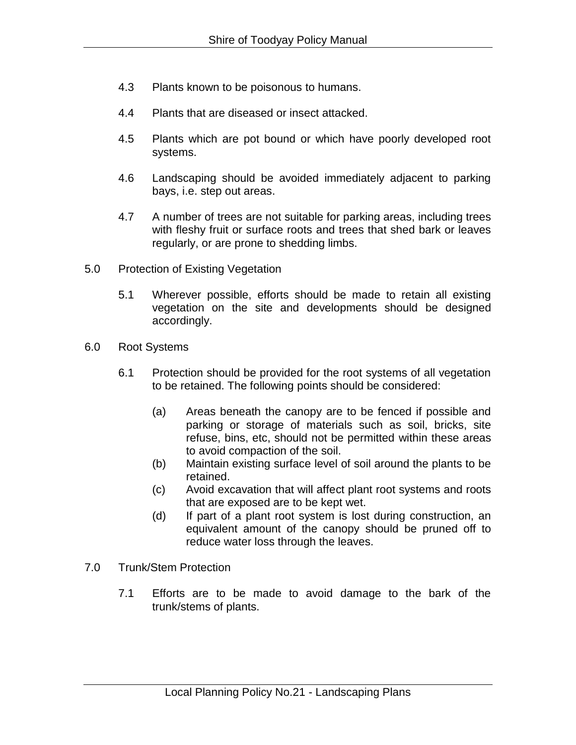4.3 Plants known to be poisonous to humans.

4.4 Plants that are diseased or insect attacked.

4.5 Plants which are pot bound or which have poorly developed root systems.

4.6 Landscaping should be avoided immediately adjacent to parking bays, i.e. step out areas.

4.7 A number of trees are not suitable for parking areas, including trees with fleshy fruit or surface roots and trees that shed bark or leaves regularly, or are prone to shedding limbs.

## 5.0 Protection of Existing Vegetation

5.1 Wherever possible, efforts should be made to retain all existing vegetation on the site and developments should be designed accordingly.

## 6.0 Root Systems

6.1 Protection should be provided for the root systems of all vegetation to be retained. The following points should be considered:

(a) Areas beneath the canopy are to be fenced if possible and parking or storage of materials such as soil, bricks, site refuse, bins, etc, should not be permitted within these areas to avoid compaction of the soil.

(b) Maintain existing surface level of soil around the plants to be retained.

(c) Avoid excavation that will affect plant root systems and roots that are exposed are to be kept wet.

(d) If part of a plant root system is lost during construction, an equivalent amount of the canopy should be pruned off to reduce water loss through the leaves.

## 7.0 Trunk/Stem Protection

7.1 Efforts are to be made to avoid damage to the bark of the trunk/stems of plants.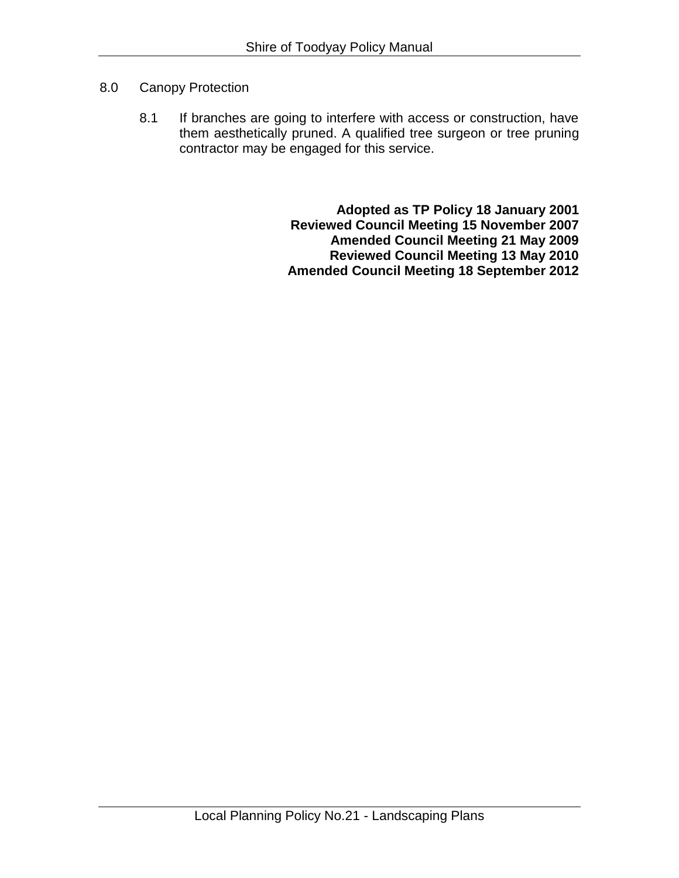## 8.0 Canopy Protection

8.1 If branches are going to interfere with access or construction, have them aesthetically pruned. A qualified tree surgeon or tree pruning contractor may be engaged for this service.

**Adopted as TP Policy 18 January 2001**
**Reviewed Council Meeting 15 November 2007**
**Amended Council Meeting 21 May 2009**
**Reviewed Council Meeting 13 May 2010**
**Amended Council Meeting 18 September 2012**